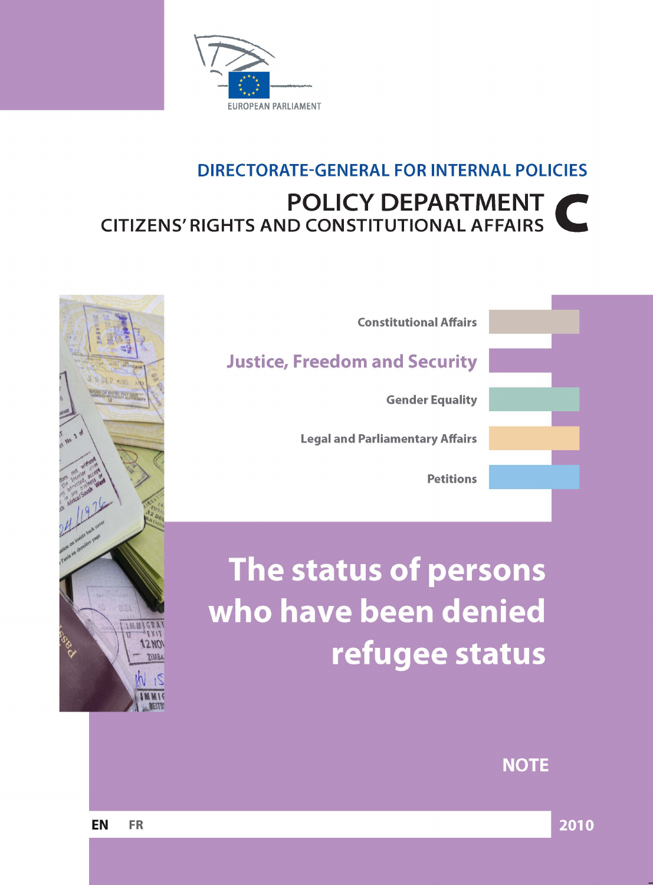EUROPEAN PARLIAMENT

DIRECTORATE-GENERAL FOR INTERNAL POLICIES

**POLICY DEPARTMENT C**

**CITIZENS' RIGHTS AND CONSTITUTIONAL AFFAIRS**

Constitutional Affairs

**Justice, Freedom and Security**

Gender Equality

Legal and Parliamentary Affairs

Petitions

# The status of persons who have been denied refugee status

**NOTE**

EN FR

2010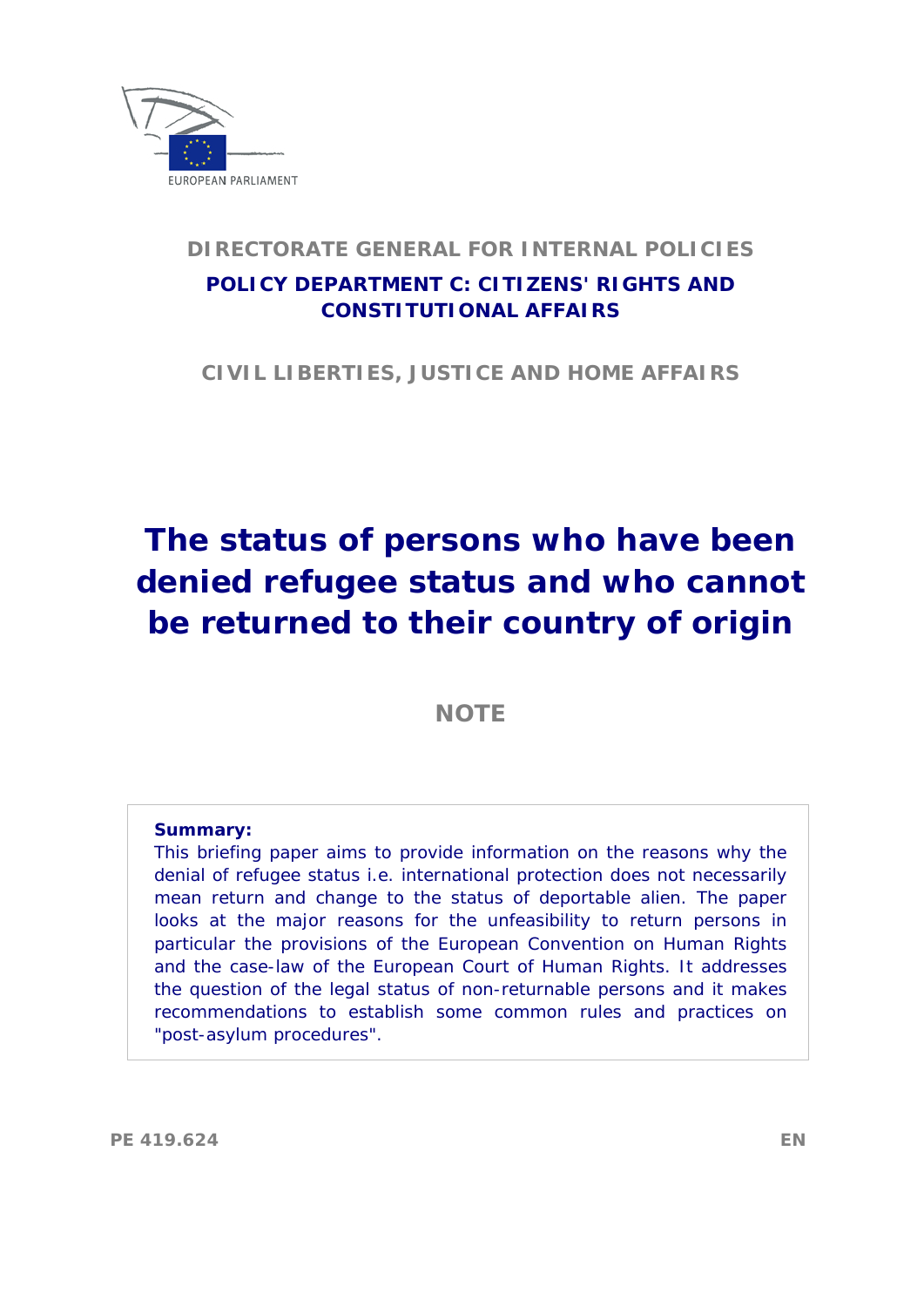EUROPEAN PARLIAMENT

**DIRECTORATE GENERAL FOR INTERNAL POLICIES**

**POLICY DEPARTMENT C: CITIZENS' RIGHTS AND CONSTITUTIONAL AFFAIRS**

**CIVIL LIBERTIES, JUSTICE AND HOME AFFAIRS**

# The status of persons who have been denied refugee status and who cannot be returned to their country of origin

**NOTE**

**Summary:**
This briefing paper aims to provide information on the reasons why the denial of refugee status i.e. international protection does not necessarily mean return and change to the status of deportable alien. The paper looks at the major reasons for the unfeasibility to return persons in particular the provisions of the European Convention on Human Rights and the case-law of the European Court of Human Rights. It addresses the question of the legal status of non-returnable persons and it makes recommendations to establish some common rules and practices on "post-asylum procedures".

PE 419.624 EN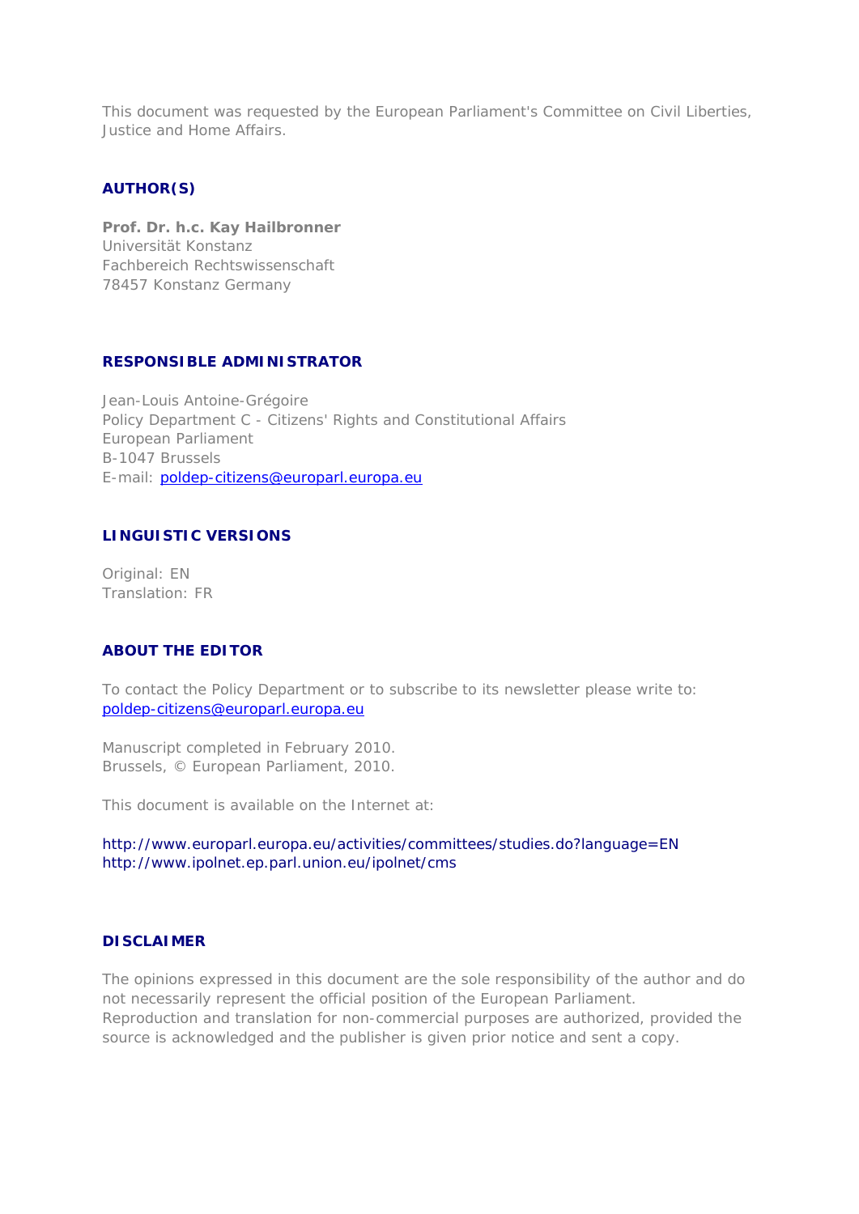This document was requested by the European Parliament's Committee on Civil Liberties, Justice and Home Affairs.

## AUTHOR(S)

**Prof. Dr. h.c. Kay Hailbronner**
Universität Konstanz
Fachbereich Rechtswissenschaft
78457 Konstanz Germany

## RESPONSIBLE ADMINISTRATOR

Jean-Louis Antoine-Grégoire
Policy Department C - Citizens' Rights and Constitutional Affairs
European Parliament
B-1047 Brussels
E-mail: poldep-citizens@europarl.europa.eu

## LINGUISTIC VERSIONS

Original: EN
Translation: FR

## ABOUT THE EDITOR

To contact the Policy Department or to subscribe to its newsletter please write to:
poldep-citizens@europarl.europa.eu

Manuscript completed in February 2010.
Brussels, © European Parliament, 2010.

This document is available on the Internet at:

http://www.europarl.europa.eu/activities/committees/studies.do?language=EN
http://www.ipolnet.ep.parl.union.eu/ipolnet/cms

## DISCLAIMER

The opinions expressed in this document are the sole responsibility of the author and do not necessarily represent the official position of the European Parliament.
Reproduction and translation for non-commercial purposes are authorized, provided the source is acknowledged and the publisher is given prior notice and sent a copy.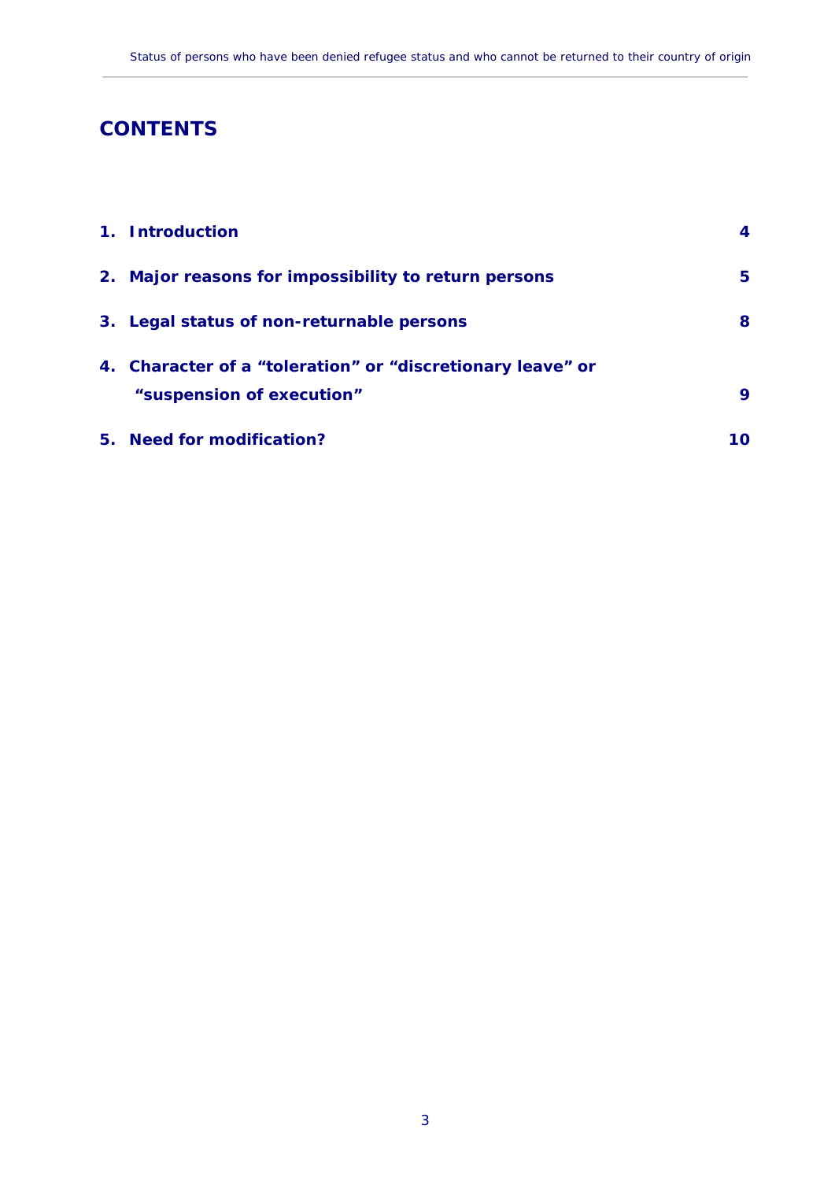# CONTENTS

| | |
|---|---|
| **1. Introduction** | **4** |
| **2. Major reasons for impossibility to return persons** | **5** |
| **3. Legal status of non-returnable persons** | **8** |
| **4. Character of a “toleration” or “discretionary leave” or “suspension of execution”** | **9** |
| **5. Need for modification?** | **10** |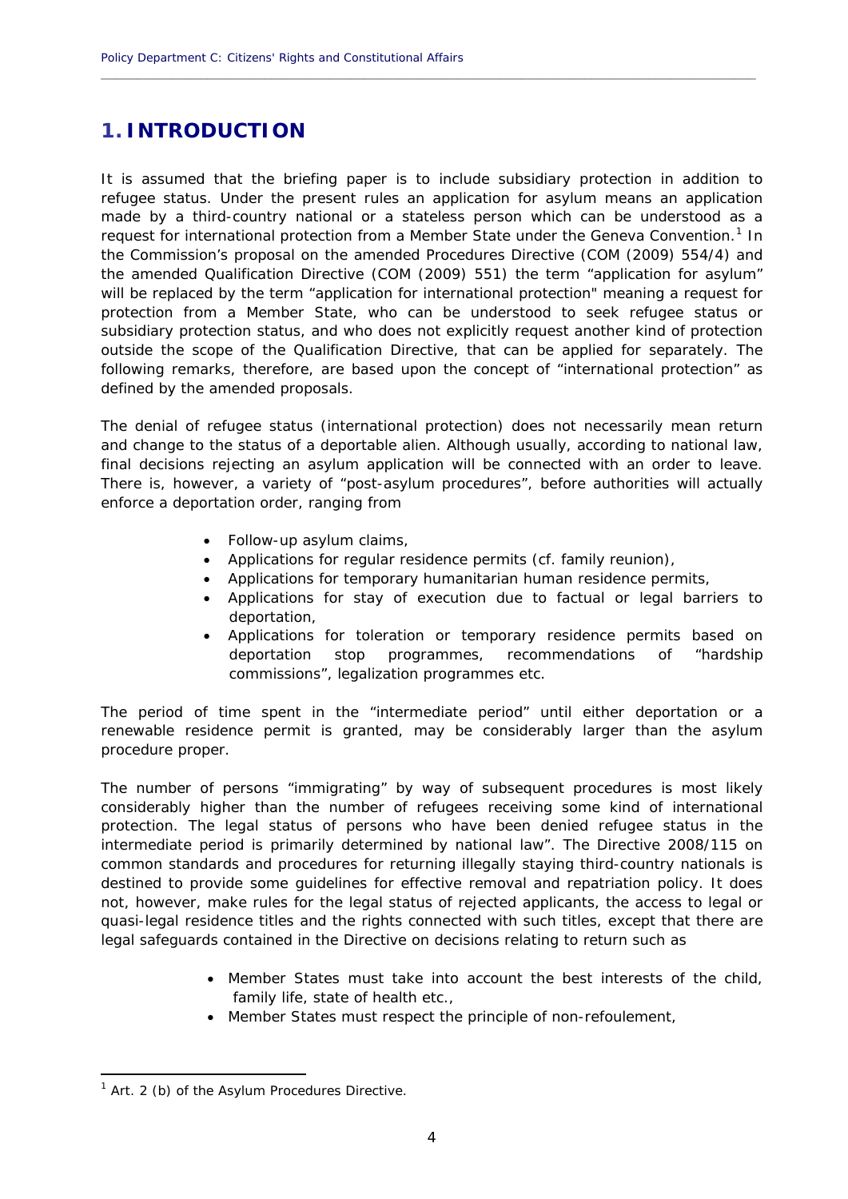# 1. INTRODUCTION

It is assumed that the briefing paper is to include subsidiary protection in addition to refugee status. Under the present rules an application for asylum means an application made by a third-country national or a stateless person which can be understood as a request for international protection from a Member State under the Geneva Convention.[1] In the Commission's proposal on the amended Procedures Directive (COM (2009) 554/4) and the amended Qualification Directive (COM (2009) 551) the term "application for asylum" will be replaced by the term "application for international protection" meaning a request for protection from a Member State, who can be understood to seek refugee status or subsidiary protection status, and who does not explicitly request another kind of protection outside the scope of the Qualification Directive, that can be applied for separately. The following remarks, therefore, are based upon the concept of "international protection" as defined by the amended proposals.

The denial of refugee status (international protection) does not necessarily mean return and change to the status of a deportable alien. Although usually, according to national law, final decisions rejecting an asylum application will be connected with an order to leave. There is, however, a variety of "post-asylum procedures", before authorities will actually enforce a deportation order, ranging from

- Follow-up asylum claims,
- Applications for regular residence permits (cf. family reunion),
- Applications for temporary humanitarian human residence permits,
- Applications for stay of execution due to factual or legal barriers to deportation,
- Applications for toleration or temporary residence permits based on deportation stop programmes, recommendations of "hardship commissions", legalization programmes etc.

The period of time spent in the "intermediate period" until either deportation or a renewable residence permit is granted, may be considerably larger than the asylum procedure proper.

The number of persons "immigrating" by way of subsequent procedures is most likely considerably higher than the number of refugees receiving some kind of international protection. The legal status of persons who have been denied refugee status in the intermediate period is primarily determined by national law". The Directive 2008/115 on common standards and procedures for returning illegally staying third-country nationals is destined to provide some guidelines for effective removal and repatriation policy. It does not, however, make rules for the legal status of rejected applicants, the access to legal or quasi-legal residence titles and the rights connected with such titles, except that there are legal safeguards contained in the Directive on decisions relating to return such as

- Member States must take into account the best interests of the child, family life, state of health etc.,
- Member States must respect the principle of non-refoulement,

[1] Art. 2 (b) of the Asylum Procedures Directive.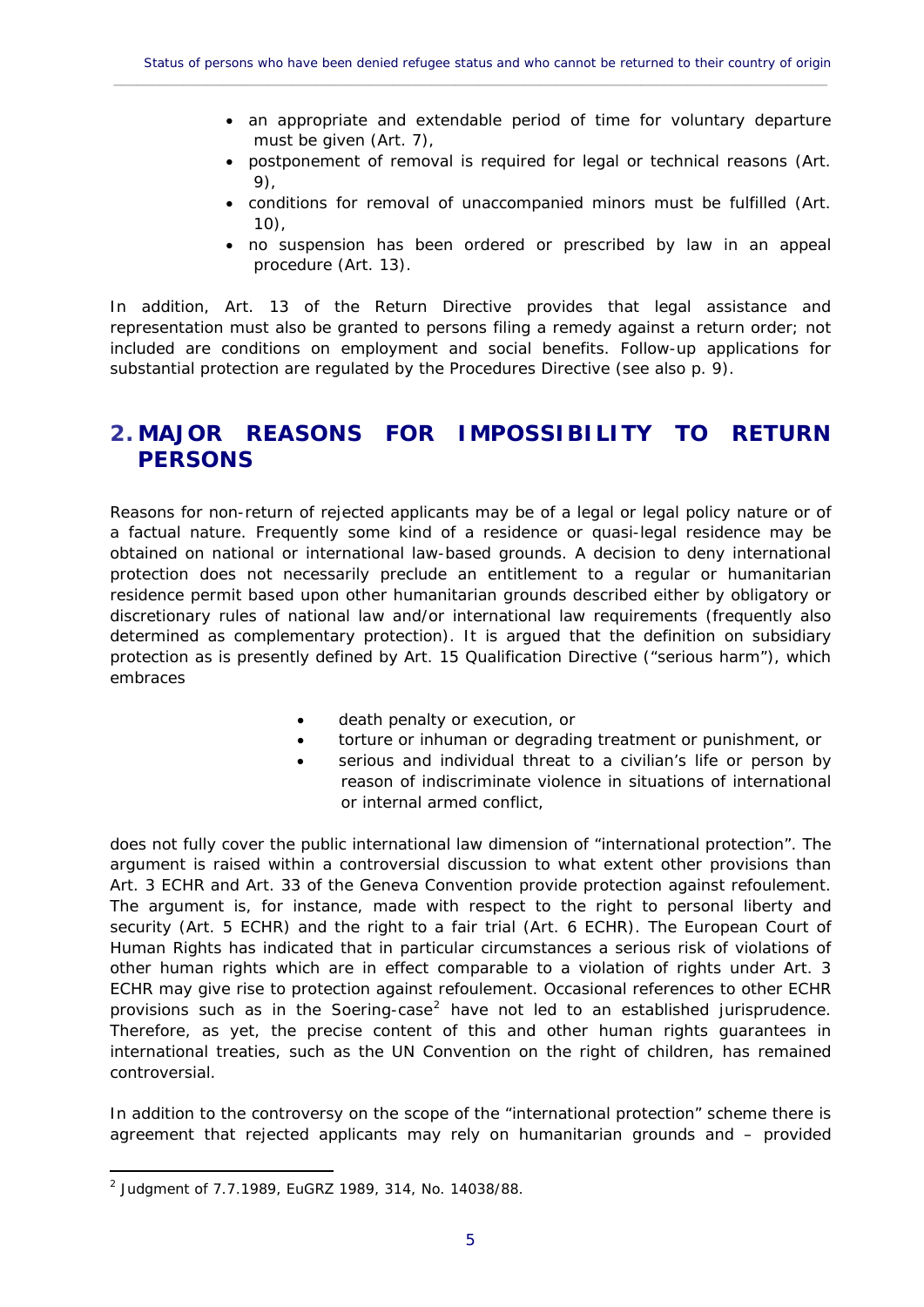- an appropriate and extendable period of time for voluntary departure must be given (Art. 7),
- postponement of removal is required for legal or technical reasons (Art. 9),
- conditions for removal of unaccompanied minors must be fulfilled (Art. 10),
- no suspension has been ordered or prescribed by law in an appeal procedure (Art. 13).

In addition, Art. 13 of the Return Directive provides that legal assistance and representation must also be granted to persons filing a remedy against a return order; not included are conditions on employment and social benefits. Follow-up applications for substantial protection are regulated by the Procedures Directive (see also p. 9).

## 2. MAJOR REASONS FOR IMPOSSIBILITY TO RETURN PERSONS

Reasons for non-return of rejected applicants may be of a legal or legal policy nature or of a factual nature. Frequently some kind of a residence or quasi-legal residence may be obtained on national or international law-based grounds. A decision to deny international protection does not necessarily preclude an entitlement to a regular or humanitarian residence permit based upon other humanitarian grounds described either by obligatory or discretionary rules of national law and/or international law requirements (frequently also determined as complementary protection). It is argued that the definition on subsidiary protection as is presently defined by Art. 15 Qualification Directive ("serious harm"), which embraces

- death penalty or execution, or
- torture or inhuman or degrading treatment or punishment, or
- serious and individual threat to a civilian's life or person by reason of indiscriminate violence in situations of international or internal armed conflict,

does not fully cover the public international law dimension of "international protection". The argument is raised within a controversial discussion to what extent other provisions than Art. 3 ECHR and Art. 33 of the Geneva Convention provide protection against refoulement. The argument is, for instance, made with respect to the right to personal liberty and security (Art. 5 ECHR) and the right to a fair trial (Art. 6 ECHR). The European Court of Human Rights has indicated that in particular circumstances a serious risk of violations of other human rights which are in effect comparable to a violation of rights under Art. 3 ECHR may give rise to protection against refoulement. Occasional references to other ECHR provisions such as in the Soering-case[2] have not led to an established jurisprudence. Therefore, as yet, the precise content of this and other human rights guarantees in international treaties, such as the UN Convention on the right of children, has remained controversial.

In addition to the controversy on the scope of the "international protection" scheme there is agreement that rejected applicants may rely on humanitarian grounds and – provided

---

[2] Judgment of 7.7.1989, EuGRZ 1989, 314, No. 14038/88.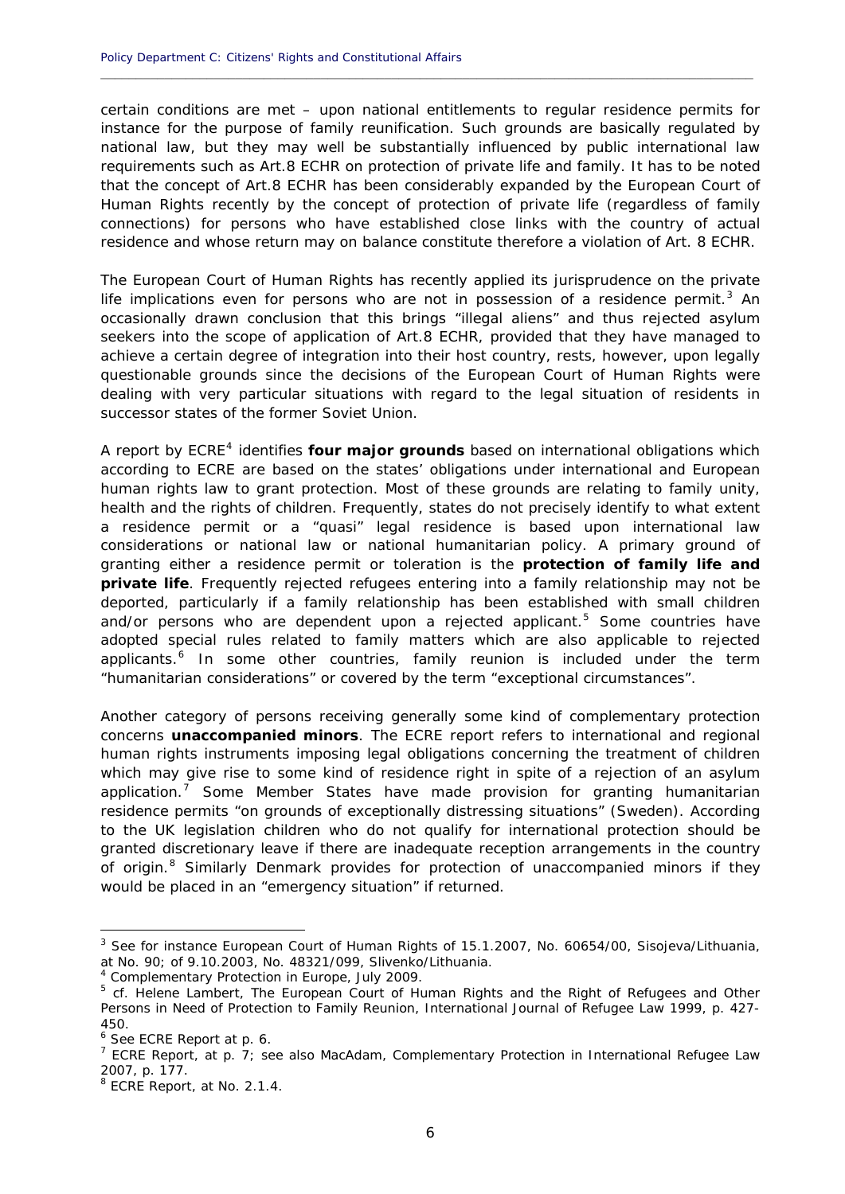certain conditions are met – upon national entitlements to regular residence permits for instance for the purpose of family reunification. Such grounds are basically regulated by national law, but they may well be substantially influenced by public international law requirements such as Art.8 ECHR on protection of private life and family. It has to be noted that the concept of Art.8 ECHR has been considerably expanded by the European Court of Human Rights recently by the concept of protection of private life (regardless of family connections) for persons who have established close links with the country of actual residence and whose return may on balance constitute therefore a violation of Art. 8 ECHR.

The European Court of Human Rights has recently applied its jurisprudence on the private life implications even for persons who are not in possession of a residence permit.[3] An occasionally drawn conclusion that this brings "illegal aliens" and thus rejected asylum seekers into the scope of application of Art.8 ECHR, provided that they have managed to achieve a certain degree of integration into their host country, rests, however, upon legally questionable grounds since the decisions of the European Court of Human Rights were dealing with very particular situations with regard to the legal situation of residents in successor states of the former Soviet Union.

A report by ECRE[4] identifies **four major grounds** based on international obligations which according to ECRE are based on the states' obligations under international and European human rights law to grant protection. Most of these grounds are relating to family unity, health and the rights of children. Frequently, states do not precisely identify to what extent a residence permit or a "quasi" legal residence is based upon international law considerations or national law or national humanitarian policy. A primary ground of granting either a residence permit or toleration is the **protection of family life and private life**. Frequently rejected refugees entering into a family relationship may not be deported, particularly if a family relationship has been established with small children and/or persons who are dependent upon a rejected applicant.[5] Some countries have adopted special rules related to family matters which are also applicable to rejected applicants.[6] In some other countries, family reunion is included under the term "humanitarian considerations" or covered by the term "exceptional circumstances".

Another category of persons receiving generally some kind of complementary protection concerns **unaccompanied minors**. The ECRE report refers to international and regional human rights instruments imposing legal obligations concerning the treatment of children which may give rise to some kind of residence right in spite of a rejection of an asylum application.[7] Some Member States have made provision for granting humanitarian residence permits "on grounds of exceptionally distressing situations" (Sweden). According to the UK legislation children who do not qualify for international protection should be granted discretionary leave if there are inadequate reception arrangements in the country of origin.[8] Similarly Denmark provides for protection of unaccompanied minors if they would be placed in an "emergency situation" if returned.

---

[3] See for instance European Court of Human Rights of 15.1.2007, No. 60654/00, Sisojeva/Lithuania, at No. 90; of 9.10.2003, No. 48321/099, Slivenko/Lithuania.

[4] Complementary Protection in Europe, July 2009.

[5] cf. Helene Lambert, The European Court of Human Rights and the Right of Refugees and Other Persons in Need of Protection to Family Reunion, International Journal of Refugee Law 1999, p. 427-450.

[6] See ECRE Report at p. 6.

[7] ECRE Report, at p. 7; see also MacAdam, Complementary Protection in International Refugee Law 2007, p. 177.

[8] ECRE Report, at No. 2.1.4.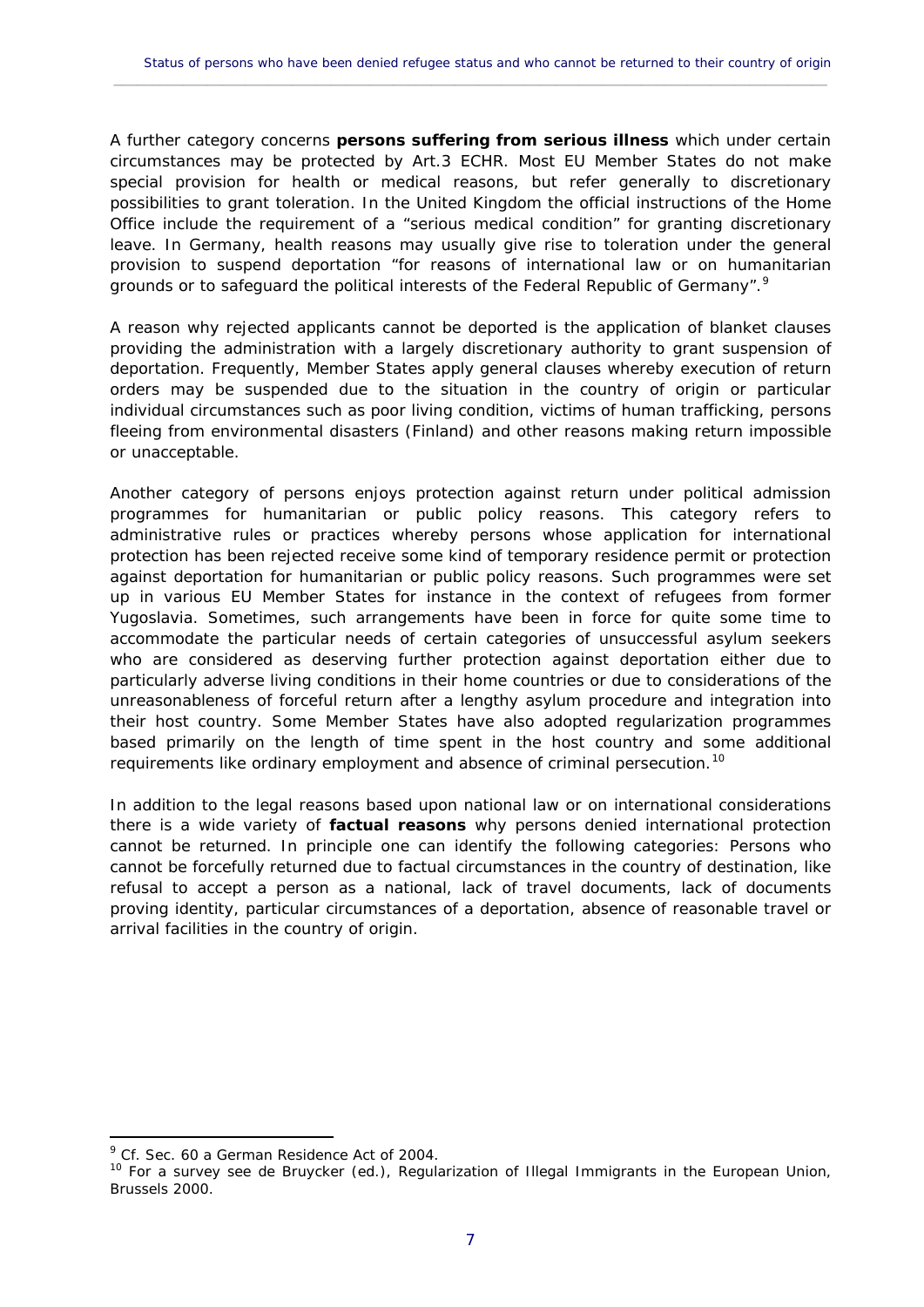A further category concerns **persons suffering from serious illness** which under certain circumstances may be protected by Art.3 ECHR. Most EU Member States do not make special provision for health or medical reasons, but refer generally to discretionary possibilities to grant toleration. In the United Kingdom the official instructions of the Home Office include the requirement of a "serious medical condition" for granting discretionary leave. In Germany, health reasons may usually give rise to toleration under the general provision to suspend deportation "for reasons of international law or on humanitarian grounds or to safeguard the political interests of the Federal Republic of Germany".[9]

A reason why rejected applicants cannot be deported is the application of blanket clauses providing the administration with a largely discretionary authority to grant suspension of deportation. Frequently, Member States apply general clauses whereby execution of return orders may be suspended due to the situation in the country of origin or particular individual circumstances such as poor living condition, victims of human trafficking, persons fleeing from environmental disasters (Finland) and other reasons making return impossible or unacceptable.

Another category of persons enjoys protection against return under political admission programmes for humanitarian or public policy reasons. This category refers to administrative rules or practices whereby persons whose application for international protection has been rejected receive some kind of temporary residence permit or protection against deportation for humanitarian or public policy reasons. Such programmes were set up in various EU Member States for instance in the context of refugees from former Yugoslavia. Sometimes, such arrangements have been in force for quite some time to accommodate the particular needs of certain categories of unsuccessful asylum seekers who are considered as deserving further protection against deportation either due to particularly adverse living conditions in their home countries or due to considerations of the unreasonableness of forceful return after a lengthy asylum procedure and integration into their host country. Some Member States have also adopted regularization programmes based primarily on the length of time spent in the host country and some additional requirements like ordinary employment and absence of criminal persecution.[10]

In addition to the legal reasons based upon national law or on international considerations there is a wide variety of **factual reasons** why persons denied international protection cannot be returned. In principle one can identify the following categories: Persons who cannot be forcefully returned due to factual circumstances in the country of destination, like refusal to accept a person as a national, lack of travel documents, lack of documents proving identity, particular circumstances of a deportation, absence of reasonable travel or arrival facilities in the country of origin.

---

[9] Cf. Sec. 60 a German Residence Act of 2004.

[10] For a survey see de Bruycker (ed.), Regularization of Illegal Immigrants in the European Union, Brussels 2000.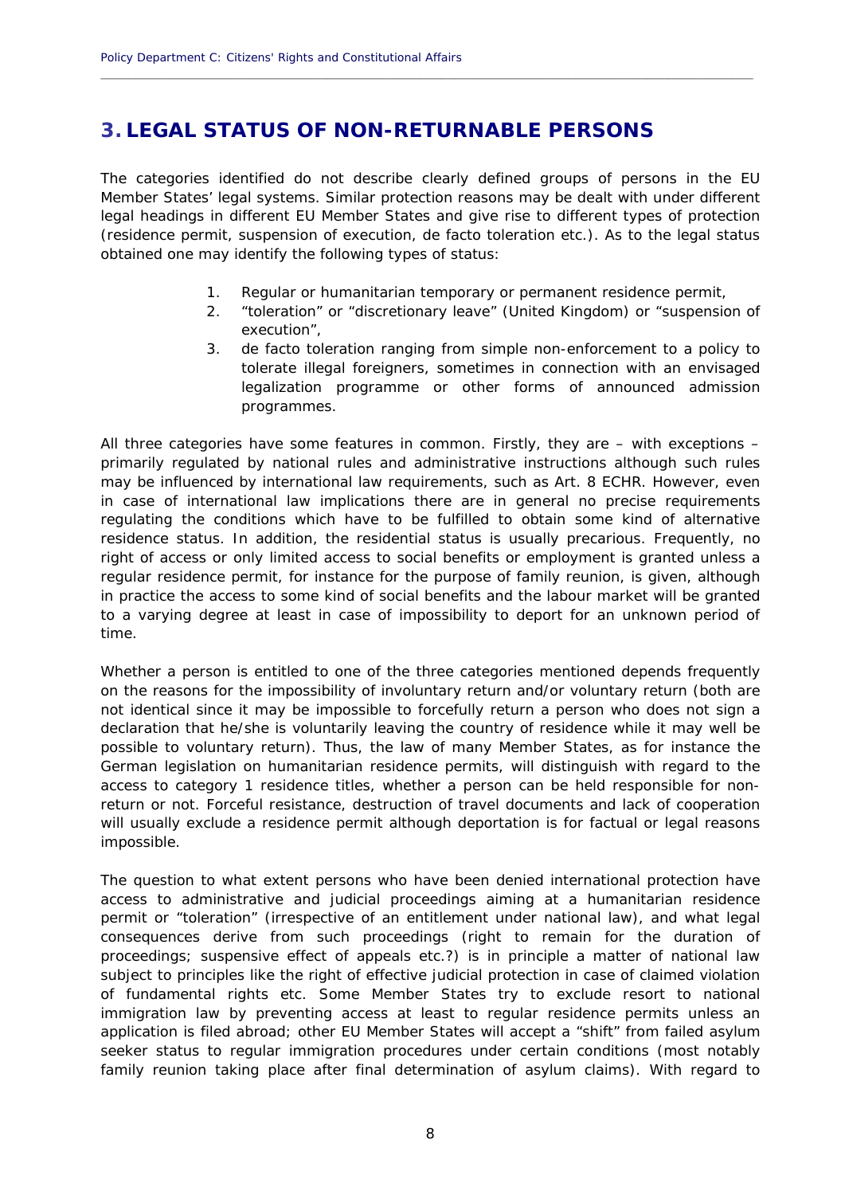## 3. LEGAL STATUS OF NON-RETURNABLE PERSONS

The categories identified do not describe clearly defined groups of persons in the EU Member States' legal systems. Similar protection reasons may be dealt with under different legal headings in different EU Member States and give rise to different types of protection (residence permit, suspension of execution, de facto toleration etc.). As to the legal status obtained one may identify the following types of status:

1. Regular or humanitarian temporary or permanent residence permit,
2. "toleration" or "discretionary leave" (United Kingdom) or "suspension of execution",
3. de facto toleration ranging from simple non-enforcement to a policy to tolerate illegal foreigners, sometimes in connection with an envisaged legalization programme or other forms of announced admission programmes.

All three categories have some features in common. Firstly, they are – with exceptions – primarily regulated by national rules and administrative instructions although such rules may be influenced by international law requirements, such as Art. 8 ECHR. However, even in case of international law implications there are in general no precise requirements regulating the conditions which have to be fulfilled to obtain some kind of alternative residence status. In addition, the residential status is usually precarious. Frequently, no right of access or only limited access to social benefits or employment is granted unless a regular residence permit, for instance for the purpose of family reunion, is given, although in practice the access to some kind of social benefits and the labour market will be granted to a varying degree at least in case of impossibility to deport for an unknown period of time.

Whether a person is entitled to one of the three categories mentioned depends frequently on the reasons for the impossibility of involuntary return and/or voluntary return (both are not identical since it may be impossible to forcefully return a person who does not sign a declaration that he/she is voluntarily leaving the country of residence while it may well be possible to voluntary return). Thus, the law of many Member States, as for instance the German legislation on humanitarian residence permits, will distinguish with regard to the access to category 1 residence titles, whether a person can be held responsible for non-return or not. Forceful resistance, destruction of travel documents and lack of cooperation will usually exclude a residence permit although deportation is for factual or legal reasons impossible.

The question to what extent persons who have been denied international protection have access to administrative and judicial proceedings aiming at a humanitarian residence permit or "toleration" (irrespective of an entitlement under national law), and what legal consequences derive from such proceedings (right to remain for the duration of proceedings; suspensive effect of appeals etc.?) is in principle a matter of national law subject to principles like the right of effective judicial protection in case of claimed violation of fundamental rights etc. Some Member States try to exclude resort to national immigration law by preventing access at least to regular residence permits unless an application is filed abroad; other EU Member States will accept a "shift" from failed asylum seeker status to regular immigration procedures under certain conditions (most notably family reunion taking place after final determination of asylum claims). With regard to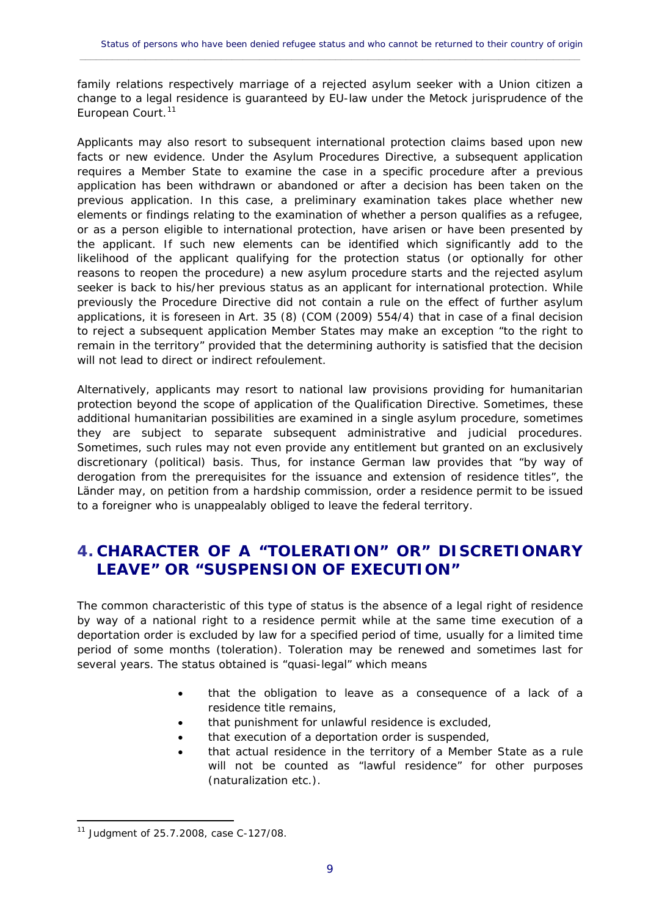family relations respectively marriage of a rejected asylum seeker with a Union citizen a change to a legal residence is guaranteed by EU-law under the Metock jurisprudence of the European Court.[11]

Applicants may also resort to subsequent international protection claims based upon new facts or new evidence. Under the Asylum Procedures Directive, a subsequent application requires a Member State to examine the case in a specific procedure after a previous application has been withdrawn or abandoned or after a decision has been taken on the previous application. In this case, a preliminary examination takes place whether new elements or findings relating to the examination of whether a person qualifies as a refugee, or as a person eligible to international protection, have arisen or have been presented by the applicant. If such new elements can be identified which significantly add to the likelihood of the applicant qualifying for the protection status (or optionally for other reasons to reopen the procedure) a new asylum procedure starts and the rejected asylum seeker is back to his/her previous status as an applicant for international protection. While previously the Procedure Directive did not contain a rule on the effect of further asylum applications, it is foreseen in Art. 35 (8) (COM (2009) 554/4) that in case of a final decision to reject a subsequent application Member States may make an exception "to the right to remain in the territory" provided that the determining authority is satisfied that the decision will not lead to direct or indirect refoulement.

Alternatively, applicants may resort to national law provisions providing for humanitarian protection beyond the scope of application of the Qualification Directive. Sometimes, these additional humanitarian possibilities are examined in a single asylum procedure, sometimes they are subject to separate subsequent administrative and judicial procedures. Sometimes, such rules may not even provide any entitlement but granted on an exclusively discretionary (political) basis. Thus, for instance German law provides that "by way of derogation from the prerequisites for the issuance and extension of residence titles", the Länder may, on petition from a hardship commission, order a residence permit to be issued to a foreigner who is unappealably obliged to leave the federal territory.

## 4. CHARACTER OF A "TOLERATION" OR" DISCRETIONARY LEAVE" OR "SUSPENSION OF EXECUTION"

The common characteristic of this type of status is the absence of a legal right of residence by way of a national right to a residence permit while at the same time execution of a deportation order is excluded by law for a specified period of time, usually for a limited time period of some months (toleration). Toleration may be renewed and sometimes last for several years. The status obtained is "quasi-legal" which means

- that the obligation to leave as a consequence of a lack of a residence title remains,
- that punishment for unlawful residence is excluded,
- that execution of a deportation order is suspended,
- that actual residence in the territory of a Member State as a rule will not be counted as "lawful residence" for other purposes (naturalization etc.).

---

[11] Judgment of 25.7.2008, case C-127/08.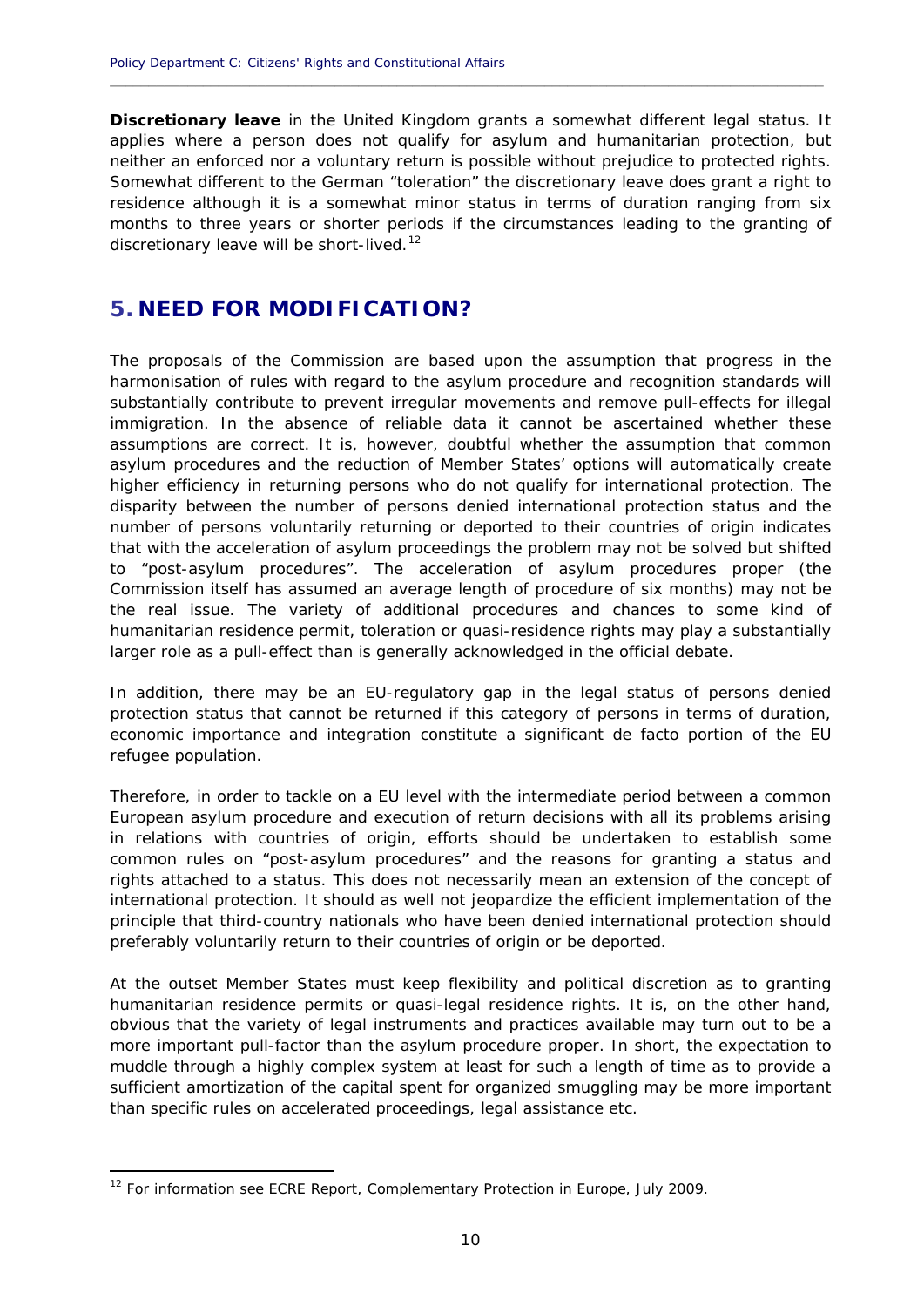**Discretionary leave** in the United Kingdom grants a somewhat different legal status. It applies where a person does not qualify for asylum and humanitarian protection, but neither an enforced nor a voluntary return is possible without prejudice to protected rights. Somewhat different to the German "toleration" the discretionary leave does grant a right to residence although it is a somewhat minor status in terms of duration ranging from six months to three years or shorter periods if the circumstances leading to the granting of discretionary leave will be short-lived.[12]

# 5. NEED FOR MODIFICATION?

The proposals of the Commission are based upon the assumption that progress in the harmonisation of rules with regard to the asylum procedure and recognition standards will substantially contribute to prevent irregular movements and remove pull-effects for illegal immigration. In the absence of reliable data it cannot be ascertained whether these assumptions are correct. It is, however, doubtful whether the assumption that common asylum procedures and the reduction of Member States' options will automatically create higher efficiency in returning persons who do not qualify for international protection. The disparity between the number of persons denied international protection status and the number of persons voluntarily returning or deported to their countries of origin indicates that with the acceleration of asylum proceedings the problem may not be solved but shifted to "post-asylum procedures". The acceleration of asylum procedures proper (the Commission itself has assumed an average length of procedure of six months) may not be the real issue. The variety of additional procedures and chances to some kind of humanitarian residence permit, toleration or quasi-residence rights may play a substantially larger role as a pull-effect than is generally acknowledged in the official debate.

In addition, there may be an EU-regulatory gap in the legal status of persons denied protection status that cannot be returned if this category of persons in terms of duration, economic importance and integration constitute a significant de facto portion of the EU refugee population.

Therefore, in order to tackle on a EU level with the intermediate period between a common European asylum procedure and execution of return decisions with all its problems arising in relations with countries of origin, efforts should be undertaken to establish some common rules on "post-asylum procedures" and the reasons for granting a status and rights attached to a status. This does not necessarily mean an extension of the concept of international protection. It should as well not jeopardize the efficient implementation of the principle that third-country nationals who have been denied international protection should preferably voluntarily return to their countries of origin or be deported.

At the outset Member States must keep flexibility and political discretion as to granting humanitarian residence permits or quasi-legal residence rights. It is, on the other hand, obvious that the variety of legal instruments and practices available may turn out to be a more important pull-factor than the asylum procedure proper. In short, the expectation to muddle through a highly complex system at least for such a length of time as to provide a sufficient amortization of the capital spent for organized smuggling may be more important than specific rules on accelerated proceedings, legal assistance etc.

[12] For information see ECRE Report, Complementary Protection in Europe, July 2009.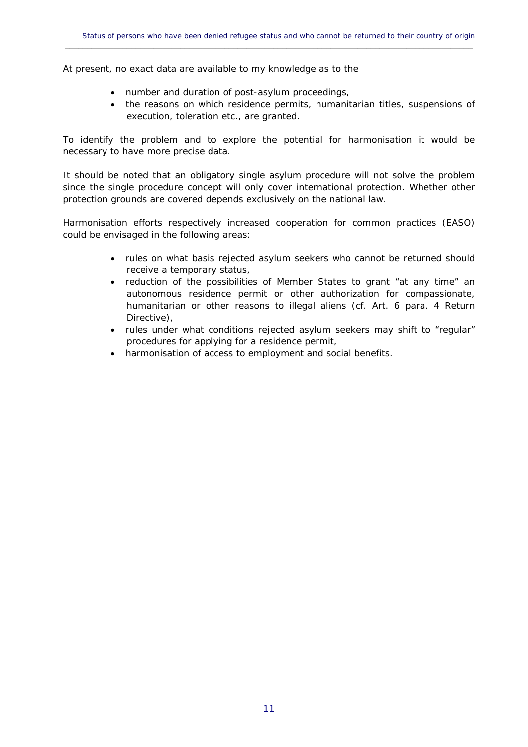At present, no exact data are available to my knowledge as to the

- number and duration of post-asylum proceedings,
- the reasons on which residence permits, humanitarian titles, suspensions of execution, toleration etc., are granted.

To identify the problem and to explore the potential for harmonisation it would be necessary to have more precise data.

It should be noted that an obligatory single asylum procedure will not solve the problem since the single procedure concept will only cover international protection. Whether other protection grounds are covered depends exclusively on the national law.

Harmonisation efforts respectively increased cooperation for common practices (EASO) could be envisaged in the following areas:

- rules on what basis rejected asylum seekers who cannot be returned should receive a temporary status,
- reduction of the possibilities of Member States to grant "at any time" an autonomous residence permit or other authorization for compassionate, humanitarian or other reasons to illegal aliens (cf. Art. 6 para. 4 Return Directive),
- rules under what conditions rejected asylum seekers may shift to "regular" procedures for applying for a residence permit,
- harmonisation of access to employment and social benefits.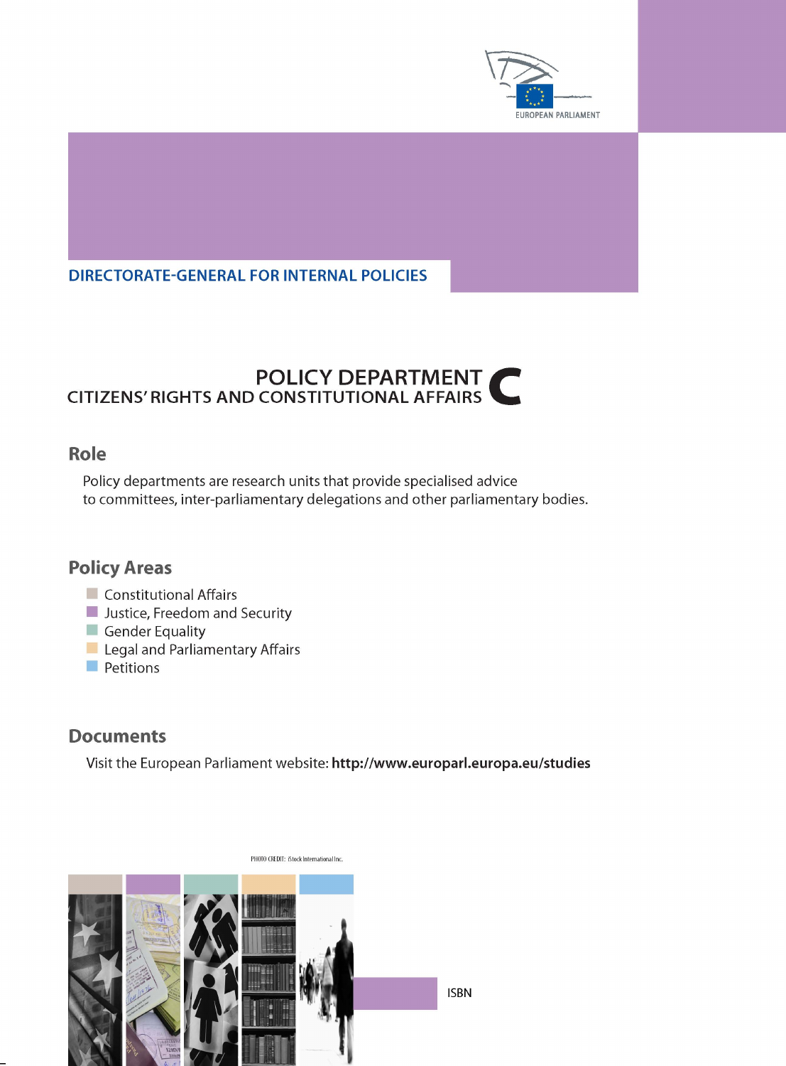EUROPEAN PARLIAMENT

DIRECTORATE-GENERAL FOR INTERNAL POLICIES

# POLICY DEPARTMENT C
## CITIZENS' RIGHTS AND CONSTITUTIONAL AFFAIRS

## Role

Policy departments are research units that provide specialised advice to committees, inter-parliamentary delegations and other parliamentary bodies.

## Policy Areas

- Constitutional Affairs
- Justice, Freedom and Security
- Gender Equality
- Legal and Parliamentary Affairs
- Petitions

## Documents

Visit the European Parliament website: **http://www.europarl.europa.eu/studies**

PHOTO CREDIT: iStock International Inc.

ISBN